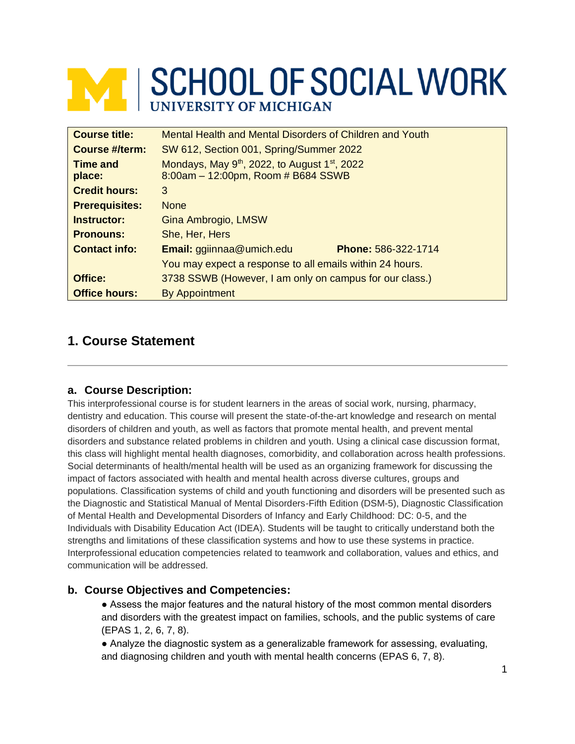# SCHOOL OF SOCIAL WORK
**UNIVERSITY OF MICHIGAN**

| | |
|---|---|
| **Course title:** | Mental Health and Mental Disorders of Children and Youth |
| **Course #/term:** | SW 612, Section 001, Spring/Summer 2022 |
| **Time and place:** | Mondays, May 9th, 2022, to August 1st, 2022<br>8:00am – 12:00pm, Room # B684 SSWB |
| **Credit hours:** | 3 |
| **Prerequisites:** | None |
| **Instructor:** | Gina Ambrogio, LMSW |
| **Pronouns:** | She, Her, Hers |
| **Contact info:** | **Email:** ggiinnaa@umich.edu **Phone:** 586-322-1714<br>You may expect a response to all emails within 24 hours. |
| **Office:** | 3738 SSWB (However, I am only on campus for our class.) |
| **Office hours:** | By Appointment |

## 1. Course Statement

### a. Course Description:

This interprofessional course is for student learners in the areas of social work, nursing, pharmacy, dentistry and education. This course will present the state-of-the-art knowledge and research on mental disorders of children and youth, as well as factors that promote mental health, and prevent mental disorders and substance related problems in children and youth. Using a clinical case discussion format, this class will highlight mental health diagnoses, comorbidity, and collaboration across health professions. Social determinants of health/mental health will be used as an organizing framework for discussing the impact of factors associated with health and mental health across diverse cultures, groups and populations. Classification systems of child and youth functioning and disorders will be presented such as the Diagnostic and Statistical Manual of Mental Disorders-Fifth Edition (DSM-5), Diagnostic Classification of Mental Health and Developmental Disorders of Infancy and Early Childhood: DC: 0-5, and the Individuals with Disability Education Act (IDEA). Students will be taught to critically understand both the strengths and limitations of these classification systems and how to use these systems in practice. Interprofessional education competencies related to teamwork and collaboration, values and ethics, and communication will be addressed.

### b. Course Objectives and Competencies:

- Assess the major features and the natural history of the most common mental disorders and disorders with the greatest impact on families, schools, and the public systems of care (EPAS 1, 2, 6, 7, 8).
- Analyze the diagnostic system as a generalizable framework for assessing, evaluating, and diagnosing children and youth with mental health concerns (EPAS 6, 7, 8).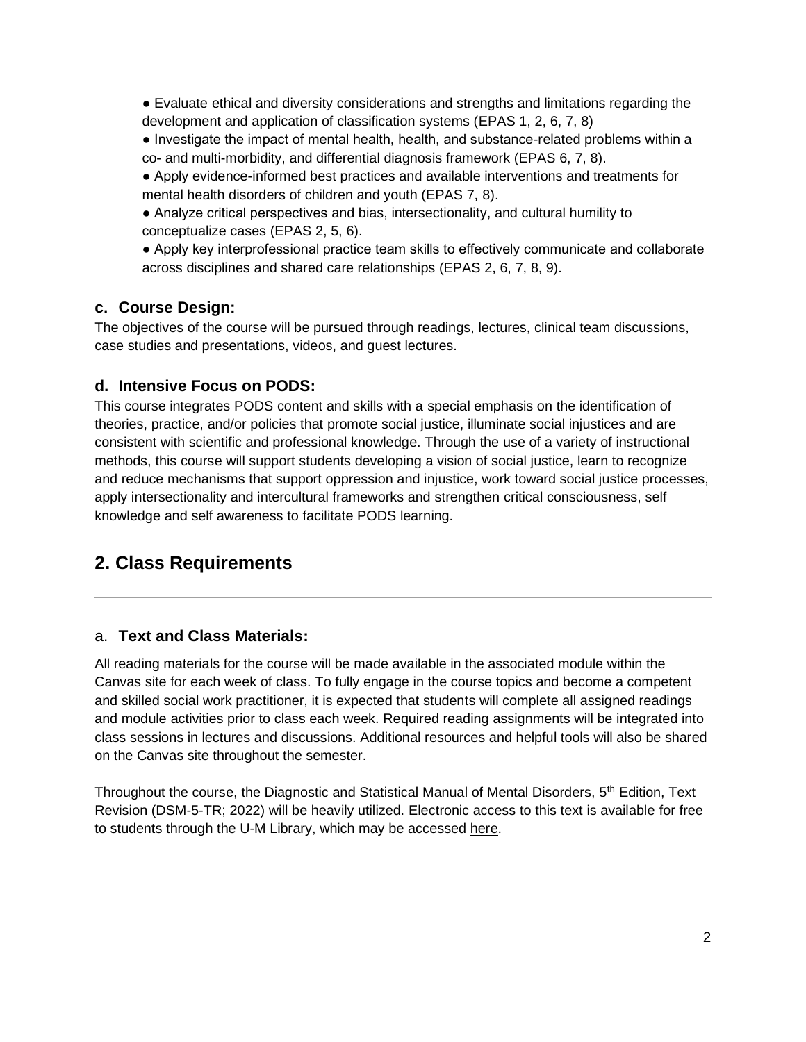- Evaluate ethical and diversity considerations and strengths and limitations regarding the development and application of classification systems (EPAS 1, 2, 6, 7, 8)
- Investigate the impact of mental health, health, and substance-related problems within a co- and multi-morbidity, and differential diagnosis framework (EPAS 6, 7, 8).
- Apply evidence-informed best practices and available interventions and treatments for mental health disorders of children and youth (EPAS 7, 8).
- Analyze critical perspectives and bias, intersectionality, and cultural humility to conceptualize cases (EPAS 2, 5, 6).
- Apply key interprofessional practice team skills to effectively communicate and collaborate across disciplines and shared care relationships (EPAS 2, 6, 7, 8, 9).

### c. Course Design:

The objectives of the course will be pursued through readings, lectures, clinical team discussions, case studies and presentations, videos, and guest lectures.

### d. Intensive Focus on PODS:

This course integrates PODS content and skills with a special emphasis on the identification of theories, practice, and/or policies that promote social justice, illuminate social injustices and are consistent with scientific and professional knowledge. Through the use of a variety of instructional methods, this course will support students developing a vision of social justice, learn to recognize and reduce mechanisms that support oppression and injustice, work toward social justice processes, apply intersectionality and intercultural frameworks and strengthen critical consciousness, self knowledge and self awareness to facilitate PODS learning.

## 2. Class Requirements

---

### a. **Text and Class Materials:**

All reading materials for the course will be made available in the associated module within the Canvas site for each week of class. To fully engage in the course topics and become a competent and skilled social work practitioner, it is expected that students will complete all assigned readings and module activities prior to class each week. Required reading assignments will be integrated into class sessions in lectures and discussions. Additional resources and helpful tools will also be shared on the Canvas site throughout the semester.

Throughout the course, the Diagnostic and Statistical Manual of Mental Disorders, 5th Edition, Text Revision (DSM-5-TR; 2022) will be heavily utilized. Electronic access to this text is available for free to students through the U-M Library, which may be accessed here.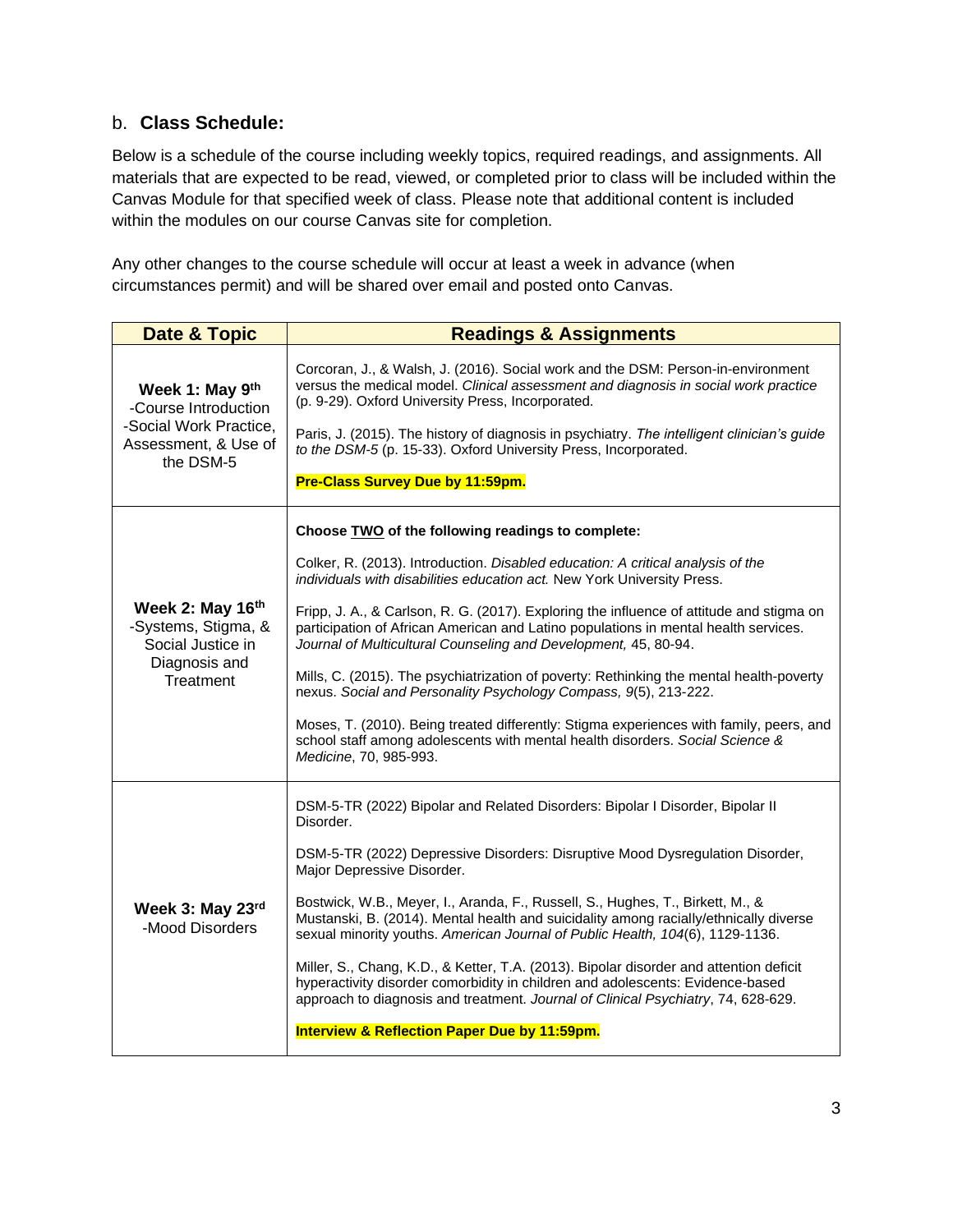### b. **Class Schedule:**

Below is a schedule of the course including weekly topics, required readings, and assignments. All materials that are expected to be read, viewed, or completed prior to class will be included within the Canvas Module for that specified week of class. Please note that additional content is included within the modules on our course Canvas site for completion.

Any other changes to the course schedule will occur at least a week in advance (when circumstances permit) and will be shared over email and posted onto Canvas.

| Date & Topic | Readings & Assignments |
|---|---|
| **Week 1: May 9th**<br>-Course Introduction<br>-Social Work Practice, Assessment, & Use of the DSM-5 | Corcoran, J., & Walsh, J. (2016). Social work and the DSM: Person-in-environment versus the medical model. *Clinical assessment and diagnosis in social work practice* (p. 9-29). Oxford University Press, Incorporated.<br><br>Paris, J. (2015). The history of diagnosis in psychiatry. *The intelligent clinician's guide to the DSM-5* (p. 15-33). Oxford University Press, Incorporated.<br><br>**Pre-Class Survey Due by 11:59pm.** |
| **Week 2: May 16th**<br>-Systems, Stigma, & Social Justice in Diagnosis and Treatment | **Choose TWO of the following readings to complete:**<br><br>Colker, R. (2013). Introduction. *Disabled education: A critical analysis of the individuals with disabilities education act.* New York University Press.<br><br>Fripp, J. A., & Carlson, R. G. (2017). Exploring the influence of attitude and stigma on participation of African American and Latino populations in mental health services. *Journal of Multicultural Counseling and Development,* 45, 80-94.<br><br>Mills, C. (2015). The psychiatrization of poverty: Rethinking the mental health-poverty nexus. *Social and Personality Psychology Compass, 9*(5), 213-222.<br><br>Moses, T. (2010). Being treated differently: Stigma experiences with family, peers, and school staff among adolescents with mental health disorders. *Social Science & Medicine*, 70, 985-993. |
| **Week 3: May 23rd**<br>-Mood Disorders | DSM-5-TR (2022) Bipolar and Related Disorders: Bipolar I Disorder, Bipolar II Disorder.<br><br>DSM-5-TR (2022) Depressive Disorders: Disruptive Mood Dysregulation Disorder, Major Depressive Disorder.<br><br>Bostwick, W.B., Meyer, I., Aranda, F., Russell, S., Hughes, T., Birkett, M., & Mustanski, B. (2014). Mental health and suicidality among racially/ethnically diverse sexual minority youths. *American Journal of Public Health, 104*(6), 1129-1136.<br><br>Miller, S., Chang, K.D., & Ketter, T.A. (2013). Bipolar disorder and attention deficit hyperactivity disorder comorbidity in children and adolescents: Evidence-based approach to diagnosis and treatment. *Journal of Clinical Psychiatry*, 74, 628-629.<br><br>**Interview & Reflection Paper Due by 11:59pm.** |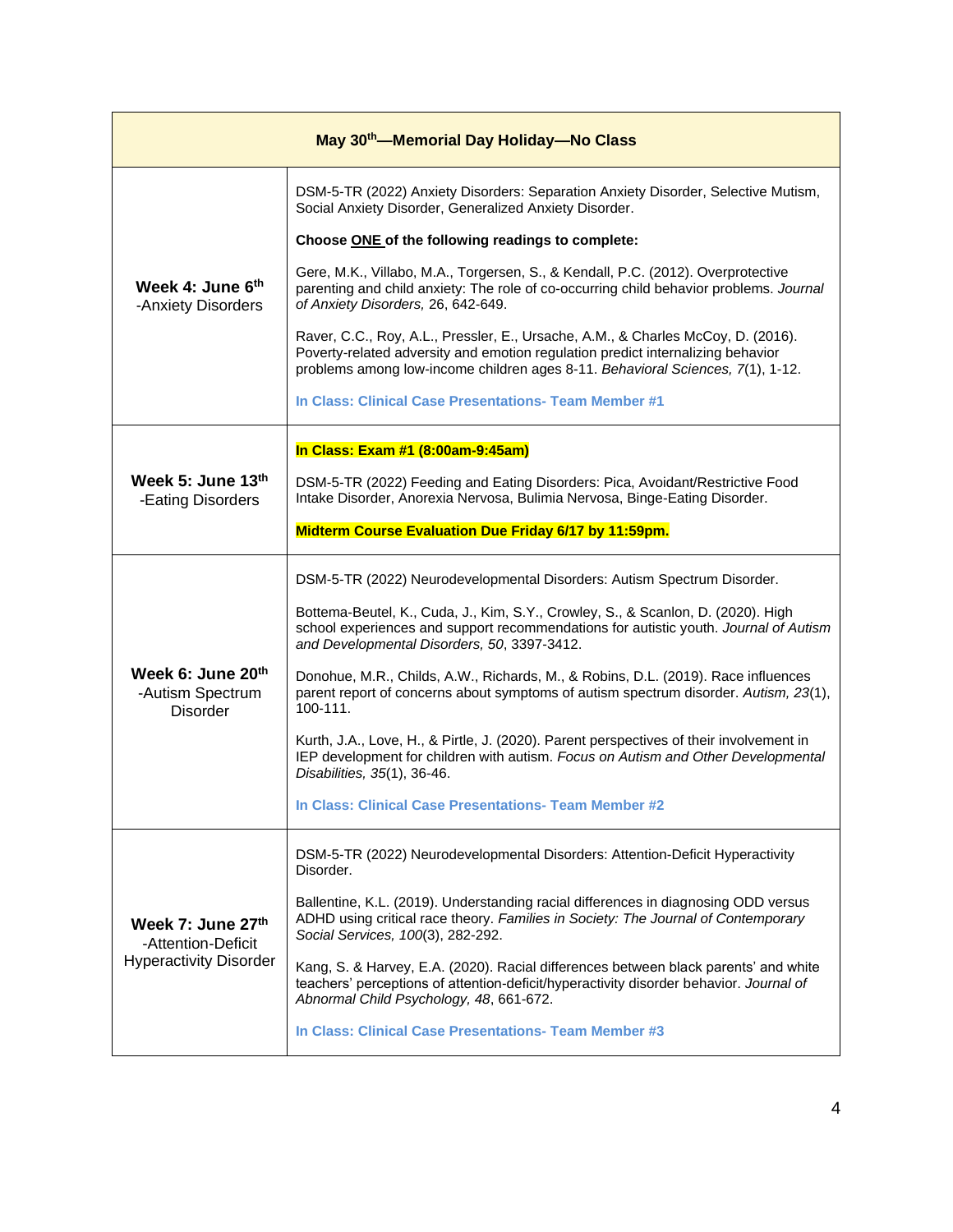| May 30th—Memorial Day Holiday—No Class | |
|---|---|
| **Week 4: June 6th**<br>-Anxiety Disorders | DSM-5-TR (2022) Anxiety Disorders: Separation Anxiety Disorder, Selective Mutism, Social Anxiety Disorder, Generalized Anxiety Disorder.<br><br>**Choose ONE of the following readings to complete:**<br><br>Gere, M.K., Villabo, M.A., Torgersen, S., & Kendall, P.C. (2012). Overprotective parenting and child anxiety: The role of co-occurring child behavior problems. *Journal of Anxiety Disorders,* 26, 642-649.<br><br>Raver, C.C., Roy, A.L., Pressler, E., Ursache, A.M., & Charles McCoy, D. (2016). Poverty-related adversity and emotion regulation predict internalizing behavior problems among low-income children ages 8-11. *Behavioral Sciences, 7*(1), 1-12.<br><br>**In Class: Clinical Case Presentations- Team Member #1** |
| **Week 5: June 13th**<br>-Eating Disorders | **In Class: Exam #1 (8:00am-9:45am)**<br><br>DSM-5-TR (2022) Feeding and Eating Disorders: Pica, Avoidant/Restrictive Food Intake Disorder, Anorexia Nervosa, Bulimia Nervosa, Binge-Eating Disorder.<br><br>**Midterm Course Evaluation Due Friday 6/17 by 11:59pm.** |
| **Week 6: June 20th**<br>-Autism Spectrum Disorder | DSM-5-TR (2022) Neurodevelopmental Disorders: Autism Spectrum Disorder.<br><br>Bottema-Beutel, K., Cuda, J., Kim, S.Y., Crowley, S., & Scanlon, D. (2020). High school experiences and support recommendations for autistic youth. *Journal of Autism and Developmental Disorders, 50*, 3397-3412.<br><br>Donohue, M.R., Childs, A.W., Richards, M., & Robins, D.L. (2019). Race influences parent report of concerns about symptoms of autism spectrum disorder. *Autism, 23*(1), 100-111.<br><br>Kurth, J.A., Love, H., & Pirtle, J. (2020). Parent perspectives of their involvement in IEP development for children with autism. *Focus on Autism and Other Developmental Disabilities, 35*(1), 36-46.<br><br>**In Class: Clinical Case Presentations- Team Member #2** |
| **Week 7: June 27th**<br>-Attention-Deficit Hyperactivity Disorder | DSM-5-TR (2022) Neurodevelopmental Disorders: Attention-Deficit Hyperactivity Disorder.<br><br>Ballentine, K.L. (2019). Understanding racial differences in diagnosing ODD versus ADHD using critical race theory. *Families in Society: The Journal of Contemporary Social Services, 100*(3), 282-292.<br><br>Kang, S. & Harvey, E.A. (2020). Racial differences between black parents' and white teachers' perceptions of attention-deficit/hyperactivity disorder behavior. *Journal of Abnormal Child Psychology, 48*, 661-672.<br><br>**In Class: Clinical Case Presentations- Team Member #3** |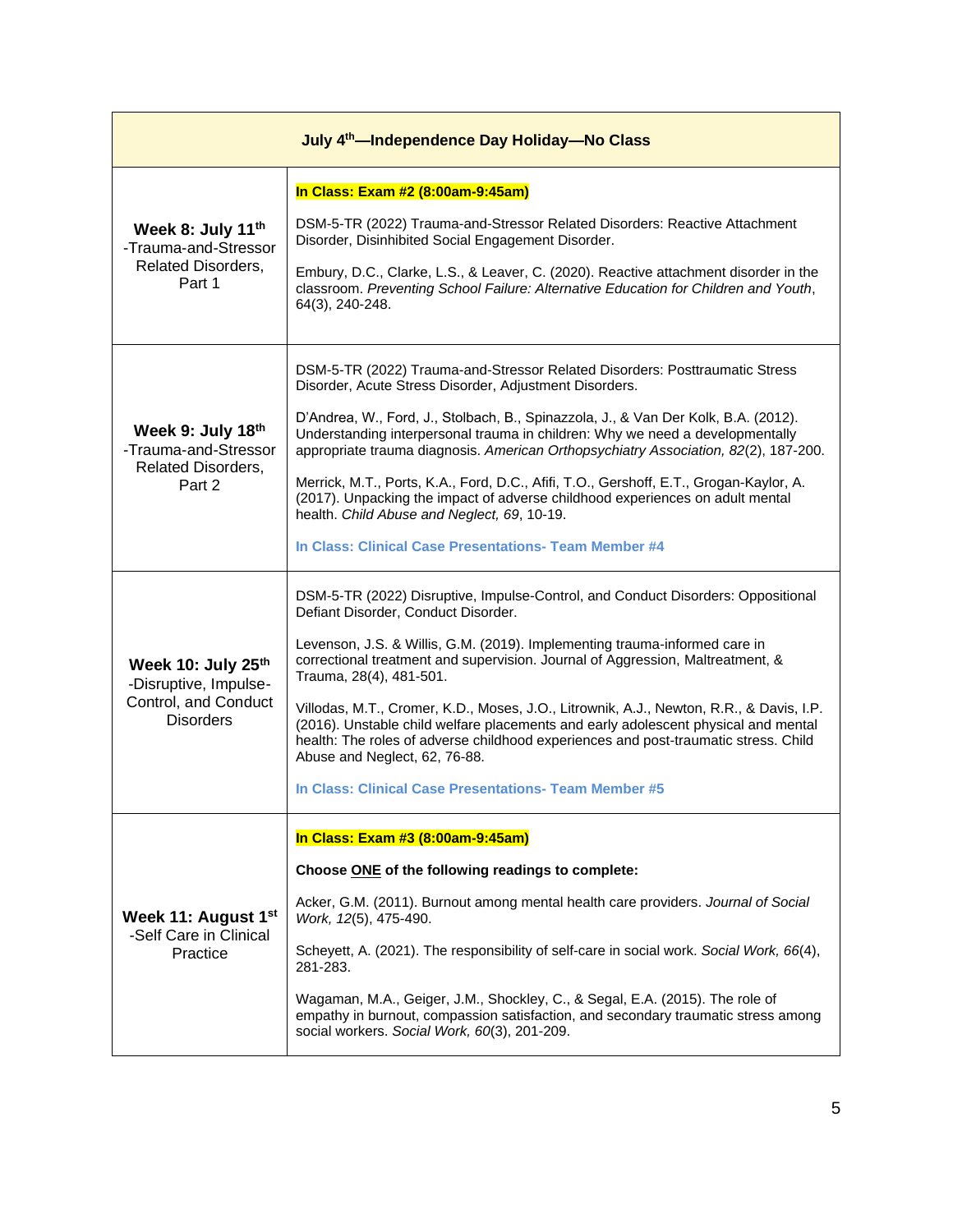| July 4th—Independence Day Holiday—No Class | |
|---|---|
| **Week 8: July 11th** -Trauma-and-Stressor Related Disorders, Part 1 | **In Class: Exam #2 (8:00am-9:45am)**<br><br>DSM-5-TR (2022) Trauma-and-Stressor Related Disorders: Reactive Attachment Disorder, Disinhibited Social Engagement Disorder.<br><br>Embury, D.C., Clarke, L.S., & Leaver, C. (2020). Reactive attachment disorder in the classroom. *Preventing School Failure: Alternative Education for Children and Youth*, 64(3), 240-248. |
| **Week 9: July 18th** -Trauma-and-Stressor Related Disorders, Part 2 | DSM-5-TR (2022) Trauma-and-Stressor Related Disorders: Posttraumatic Stress Disorder, Acute Stress Disorder, Adjustment Disorders.<br><br>D'Andrea, W., Ford, J., Stolbach, B., Spinazzola, J., & Van Der Kolk, B.A. (2012). Understanding interpersonal trauma in children: Why we need a developmentally appropriate trauma diagnosis. *American Orthopsychiatry Association, 82*(2), 187-200.<br><br>Merrick, M.T., Ports, K.A., Ford, D.C., Afifi, T.O., Gershoff, E.T., Grogan-Kaylor, A. (2017). Unpacking the impact of adverse childhood experiences on adult mental health. *Child Abuse and Neglect, 69*, 10-19.<br><br>**In Class: Clinical Case Presentations- Team Member #4** |
| **Week 10: July 25th** -Disruptive, Impulse-Control, and Conduct Disorders | DSM-5-TR (2022) Disruptive, Impulse-Control, and Conduct Disorders: Oppositional Defiant Disorder, Conduct Disorder.<br><br>Levenson, J.S. & Willis, G.M. (2019). Implementing trauma-informed care in correctional treatment and supervision. Journal of Aggression, Maltreatment, & Trauma, 28(4), 481-501.<br><br>Villodas, M.T., Cromer, K.D., Moses, J.O., Litrownik, A.J., Newton, R.R., & Davis, I.P. (2016). Unstable child welfare placements and early adolescent physical and mental health: The roles of adverse childhood experiences and post-traumatic stress. Child Abuse and Neglect, 62, 76-88.<br><br>**In Class: Clinical Case Presentations- Team Member #5** |
| **Week 11: August 1st** -Self Care in Clinical Practice | **In Class: Exam #3 (8:00am-9:45am)**<br><br>**Choose ONE of the following readings to complete:**<br><br>Acker, G.M. (2011). Burnout among mental health care providers. *Journal of Social Work, 12*(5), 475-490.<br><br>Scheyett, A. (2021). The responsibility of self-care in social work. *Social Work, 66*(4), 281-283.<br><br>Wagaman, M.A., Geiger, J.M., Shockley, C., & Segal, E.A. (2015). The role of empathy in burnout, compassion satisfaction, and secondary traumatic stress among social workers. *Social Work, 60*(3), 201-209. |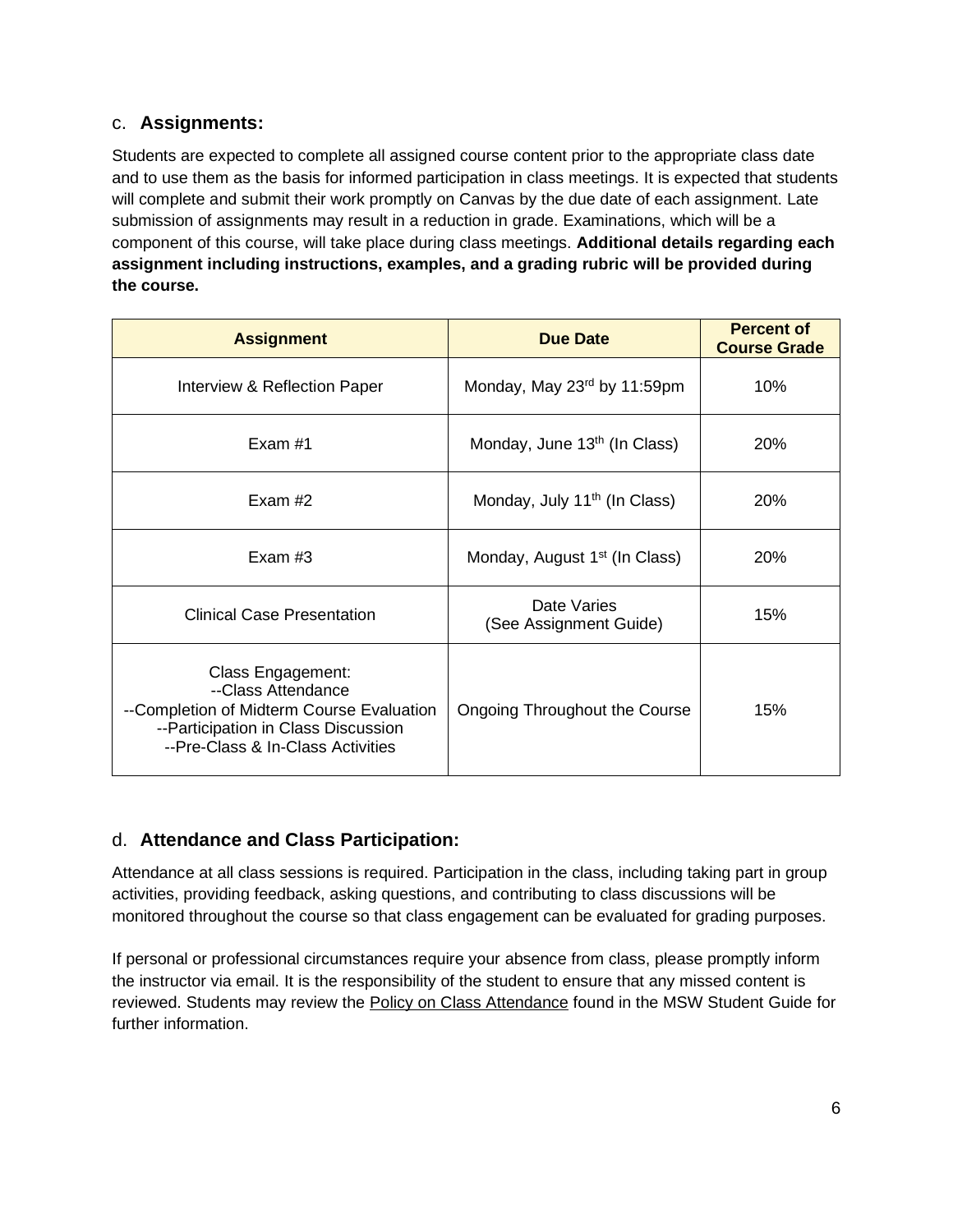### c. **Assignments:**

Students are expected to complete all assigned course content prior to the appropriate class date and to use them as the basis for informed participation in class meetings. It is expected that students will complete and submit their work promptly on Canvas by the due date of each assignment. Late submission of assignments may result in a reduction in grade. Examinations, which will be a component of this course, will take place during class meetings. **Additional details regarding each assignment including instructions, examples, and a grading rubric will be provided during the course.**

| Assignment | Due Date | Percent of Course Grade |
|---|---|---|
| Interview & Reflection Paper | Monday, May 23rd by 11:59pm | 10% |
| Exam #1 | Monday, June 13th (In Class) | 20% |
| Exam #2 | Monday, July 11th (In Class) | 20% |
| Exam #3 | Monday, August 1st (In Class) | 20% |
| Clinical Case Presentation | Date Varies (See Assignment Guide) | 15% |
| Class Engagement: --Class Attendance --Completion of Midterm Course Evaluation --Participation in Class Discussion --Pre-Class & In-Class Activities | Ongoing Throughout the Course | 15% |

### d. **Attendance and Class Participation:**

Attendance at all class sessions is required. Participation in the class, including taking part in group activities, providing feedback, asking questions, and contributing to class discussions will be monitored throughout the course so that class engagement can be evaluated for grading purposes.

If personal or professional circumstances require your absence from class, please promptly inform the instructor via email. It is the responsibility of the student to ensure that any missed content is reviewed. Students may review the Policy on Class Attendance found in the MSW Student Guide for further information.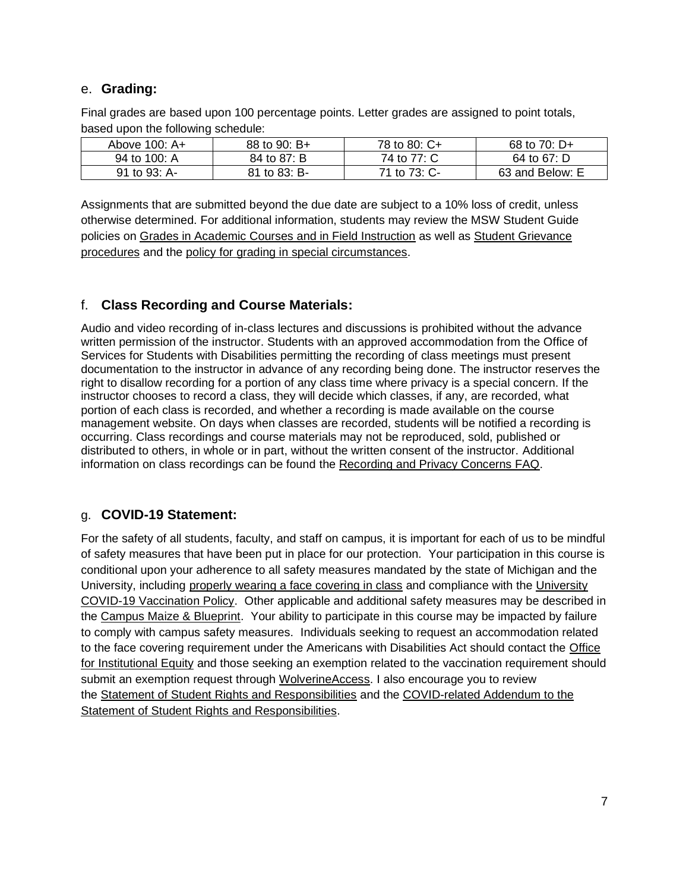## e. **Grading:**

Final grades are based upon 100 percentage points. Letter grades are assigned to point totals, based upon the following schedule:

| Above 100: A+ | 88 to 90: B+ | 78 to 80: C+ | 68 to 70: D+ |
|---|---|---|---|
| 94 to 100: A | 84 to 87: B | 74 to 77: C | 64 to 67: D |
| 91 to 93: A- | 81 to 83: B- | 71 to 73: C- | 63 and Below: E |

Assignments that are submitted beyond the due date are subject to a 10% loss of credit, unless otherwise determined. For additional information, students may review the MSW Student Guide policies on Grades in Academic Courses and in Field Instruction as well as Student Grievance procedures and the policy for grading in special circumstances.

## f. **Class Recording and Course Materials:**

Audio and video recording of in-class lectures and discussions is prohibited without the advance written permission of the instructor. Students with an approved accommodation from the Office of Services for Students with Disabilities permitting the recording of class meetings must present documentation to the instructor in advance of any recording being done. The instructor reserves the right to disallow recording for a portion of any class time where privacy is a special concern. If the instructor chooses to record a class, they will decide which classes, if any, are recorded, what portion of each class is recorded, and whether a recording is made available on the course management website. On days when classes are recorded, students will be notified a recording is occurring. Class recordings and course materials may not be reproduced, sold, published or distributed to others, in whole or in part, without the written consent of the instructor. Additional information on class recordings can be found the Recording and Privacy Concerns FAQ.

## g. **COVID-19 Statement:**

For the safety of all students, faculty, and staff on campus, it is important for each of us to be mindful of safety measures that have been put in place for our protection. Your participation in this course is conditional upon your adherence to all safety measures mandated by the state of Michigan and the University, including properly wearing a face covering in class and compliance with the University COVID-19 Vaccination Policy. Other applicable and additional safety measures may be described in the Campus Maize & Blueprint. Your ability to participate in this course may be impacted by failure to comply with campus safety measures. Individuals seeking to request an accommodation related to the face covering requirement under the Americans with Disabilities Act should contact the Office for Institutional Equity and those seeking an exemption related to the vaccination requirement should submit an exemption request through WolverineAccess. I also encourage you to review the Statement of Student Rights and Responsibilities and the COVID-related Addendum to the Statement of Student Rights and Responsibilities.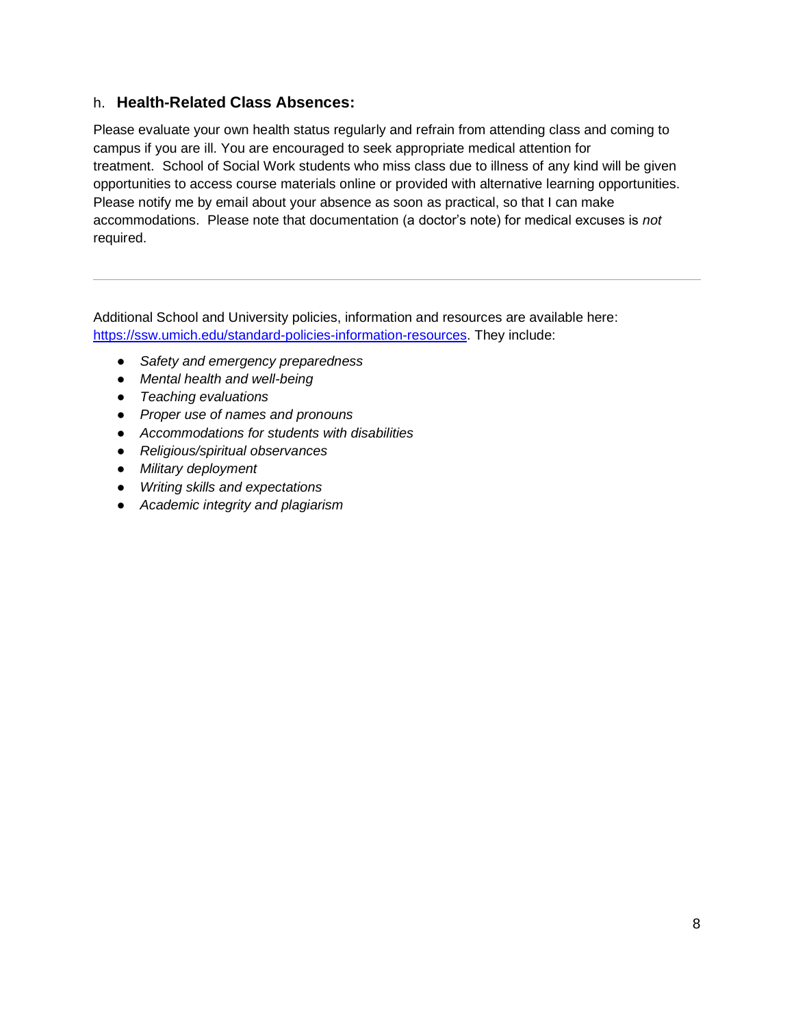### h. **Health-Related Class Absences:**

Please evaluate your own health status regularly and refrain from attending class and coming to campus if you are ill. You are encouraged to seek appropriate medical attention for treatment. School of Social Work students who miss class due to illness of any kind will be given opportunities to access course materials online or provided with alternative learning opportunities. Please notify me by email about your absence as soon as practical, so that I can make accommodations. Please note that documentation (a doctor's note) for medical excuses is *not* required.

---

Additional School and University policies, information and resources are available here: [https://ssw.umich.edu/standard-policies-information-resources](https://ssw.umich.edu/standard-policies-information-resources). They include:

- *Safety and emergency preparedness*
- *Mental health and well-being*
- *Teaching evaluations*
- *Proper use of names and pronouns*
- *Accommodations for students with disabilities*
- *Religious/spiritual observances*
- *Military deployment*
- *Writing skills and expectations*
- *Academic integrity and plagiarism*